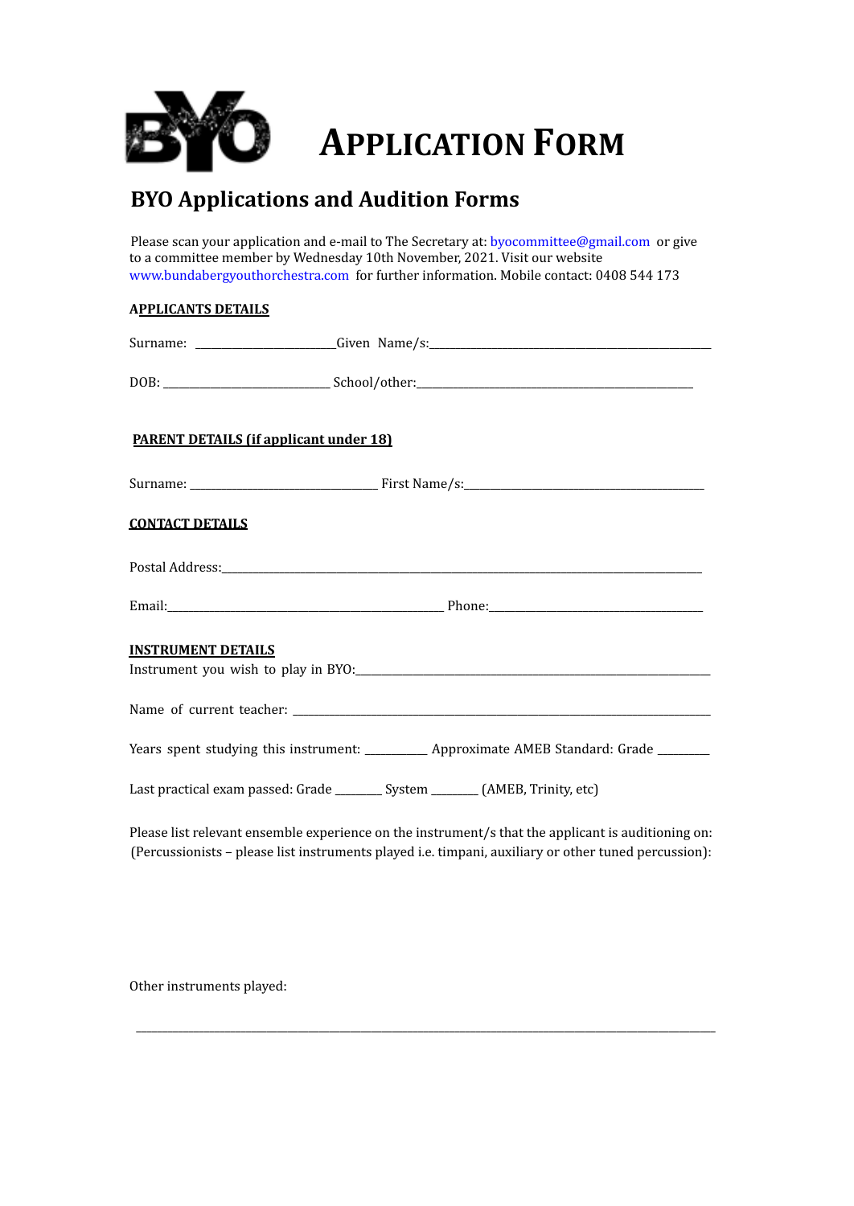# APPLICATION FORM

## BYO Applications and Audition Forms

Please scan your application and e-mail to The Secretary at: byocommittee@gmail.com or give to a committee member by Wednesday 10th November, 2021. Visit our website www.bundabergyouthorchestra.com for further information. Mobile contact: 0408 544 173

**APPLICANTS DETAILS**

Surname: ______________________Given Name/s:______________________________________________

DOB: __________________________ School/other:____________________________________________

**PARENT DETAILS (if applicant under 18)**

Surname: _____________________________ First Name/s:_______________________________________

**CONTACT DETAILS**

Postal Address:__________________________________________________________________________________

Email:____________________________________________ Phone:__________________________________

**INSTRUMENT DETAILS**

Instrument you wish to play in BYO:__________________________________________________________

Name of current teacher: ____________________________________________________________________

Years spent studying this instrument: __________ Approximate AMEB Standard: Grade ________

Last practical exam passed: Grade ________ System ________ (AMEB, Trinity, etc)

Please list relevant ensemble experience on the instrument/s that the applicant is auditioning on: (Percussionists – please list instruments played i.e. timpani, auxiliary or other tuned percussion):

Other instruments played:

_____________________________________________________________________________________________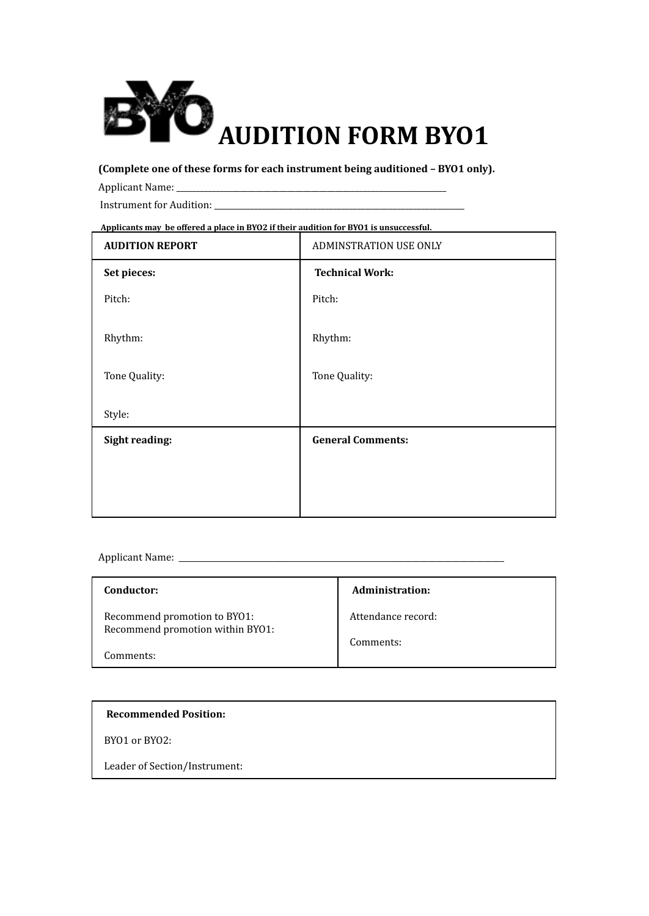# AUDITION FORM BYO1

**(Complete one of these forms for each instrument being auditioned – BYO1 only).**

Applicant Name: ___________________________________________

Instrument for Audition: ___________________________________________

**Applicants may be offered a place in BYO2 if their audition for BYO1 is unsuccessful.**

| **AUDITION REPORT** | ADMINSTRATION USE ONLY |
|---|---|
| **Set pieces:**<br><br>Pitch:<br><br>Rhythm:<br><br>Tone Quality:<br><br>Style: | **Technical Work:**<br><br>Pitch:<br><br>Rhythm:<br><br>Tone Quality: |
| **Sight reading:** | **General Comments:** |

Applicant Name: ___________________________________________

| **Conductor:** | **Administration:** |
|---|---|
| Recommend promotion to BYO1:<br>Recommend promotion within BYO1:<br><br>Comments: | Attendance record:<br><br>Comments: |

| **Recommended Position:** |
|---|
| BYO1 or BYO2:<br><br>Leader of Section/Instrument: |